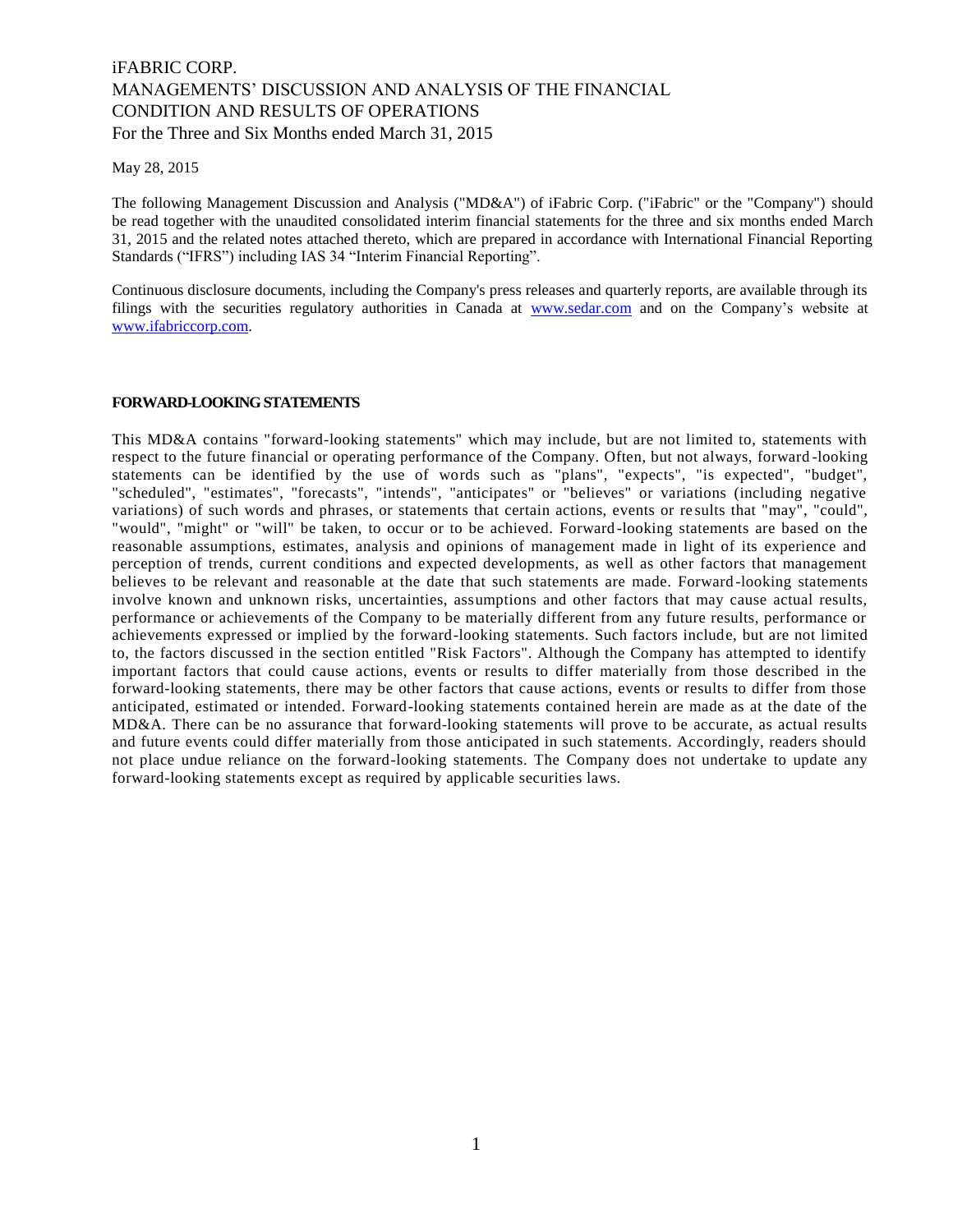# iFABRIC CORP.
# MANAGEMENTS' DISCUSSION AND ANALYSIS OF THE FINANCIAL CONDITION AND RESULTS OF OPERATIONS
## For the Three and Six Months ended March 31, 2015

May 28, 2015

The following Management Discussion and Analysis ("MD&A") of iFabric Corp. ("iFabric" or the "Company") should be read together with the unaudited consolidated interim financial statements for the three and six months ended March 31, 2015 and the related notes attached thereto, which are prepared in accordance with International Financial Reporting Standards ("IFRS") including IAS 34 "Interim Financial Reporting".

Continuous disclosure documents, including the Company's press releases and quarterly reports, are available through its filings with the securities regulatory authorities in Canada at www.sedar.com and on the Company's website at www.ifabriccorp.com.

### FORWARD-LOOKING STATEMENTS

This MD&A contains "forward-looking statements" which may include, but are not limited to, statements with respect to the future financial or operating performance of the Company. Often, but not always, forward-looking statements can be identified by the use of words such as "plans", "expects", "is expected", "budget", "scheduled", "estimates", "forecasts", "intends", "anticipates" or "believes" or variations (including negative variations) of such words and phrases, or statements that certain actions, events or results that "may", "could", "would", "might" or "will" be taken, to occur or to be achieved. Forward-looking statements are based on the reasonable assumptions, estimates, analysis and opinions of management made in light of its experience and perception of trends, current conditions and expected developments, as well as other factors that management believes to be relevant and reasonable at the date that such statements are made. Forward-looking statements involve known and unknown risks, uncertainties, assumptions and other factors that may cause actual results, performance or achievements of the Company to be materially different from any future results, performance or achievements expressed or implied by the forward-looking statements. Such factors include, but are not limited to, the factors discussed in the section entitled "Risk Factors". Although the Company has attempted to identify important factors that could cause actions, events or results to differ materially from those described in the forward-looking statements, there may be other factors that cause actions, events or results to differ from those anticipated, estimated or intended. Forward-looking statements contained herein are made as at the date of the MD&A. There can be no assurance that forward-looking statements will prove to be accurate, as actual results and future events could differ materially from those anticipated in such statements. Accordingly, readers should not place undue reliance on the forward-looking statements. The Company does not undertake to update any forward-looking statements except as required by applicable securities laws.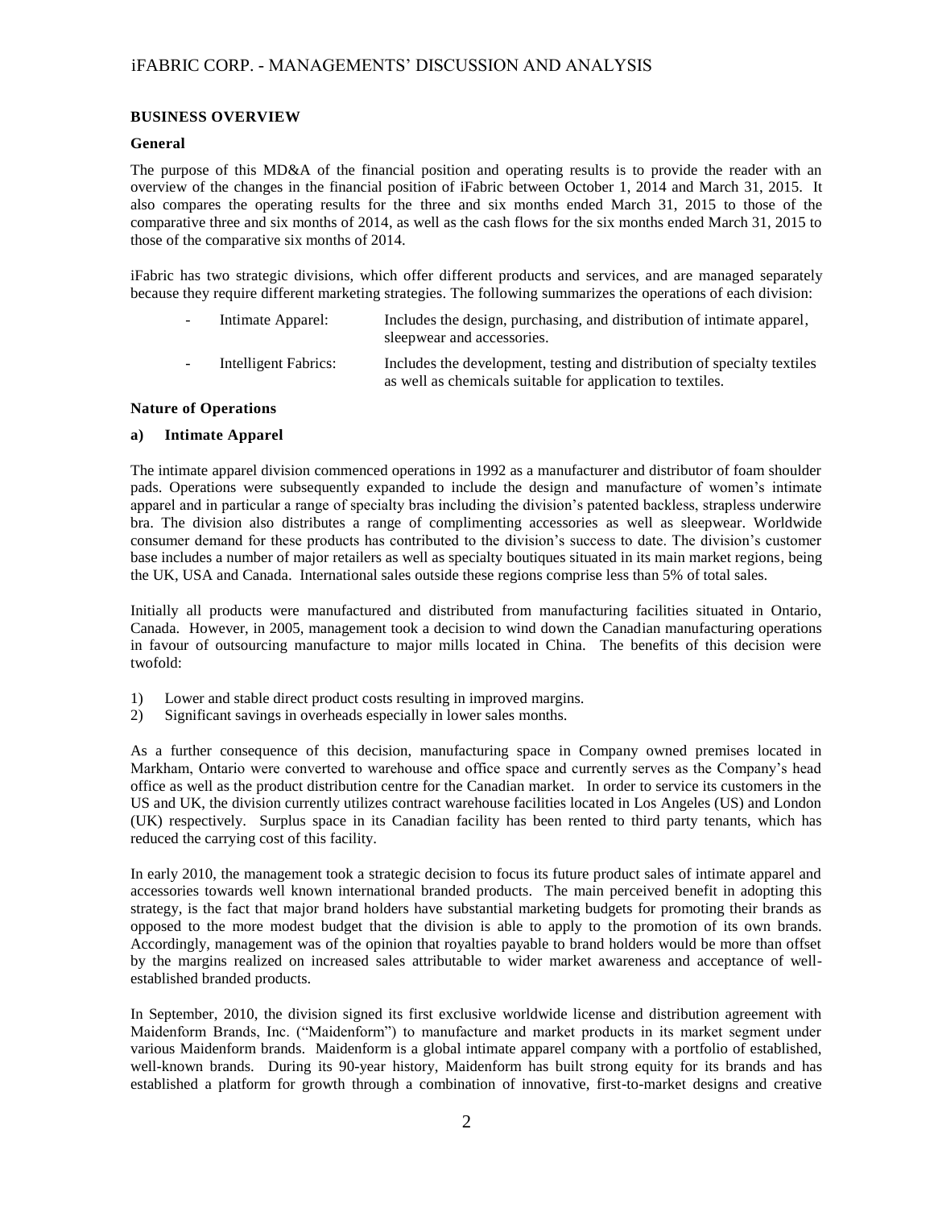## BUSINESS OVERVIEW

### General

The purpose of this MD&A of the financial position and operating results is to provide the reader with an overview of the changes in the financial position of iFabric between October 1, 2014 and March 31, 2015. It also compares the operating results for the three and six months ended March 31, 2015 to those of the comparative three and six months of 2014, as well as the cash flows for the six months ended March 31, 2015 to those of the comparative six months of 2014.

iFabric has two strategic divisions, which offer different products and services, and are managed separately because they require different marketing strategies. The following summarizes the operations of each division:

- Intimate Apparel: Includes the design, purchasing, and distribution of intimate apparel, sleepwear and accessories.
- Intelligent Fabrics: Includes the development, testing and distribution of specialty textiles as well as chemicals suitable for application to textiles.

### Nature of Operations

#### a) Intimate Apparel

The intimate apparel division commenced operations in 1992 as a manufacturer and distributor of foam shoulder pads. Operations were subsequently expanded to include the design and manufacture of women's intimate apparel and in particular a range of specialty bras including the division's patented backless, strapless underwire bra. The division also distributes a range of complimenting accessories as well as sleepwear. Worldwide consumer demand for these products has contributed to the division's success to date. The division's customer base includes a number of major retailers as well as specialty boutiques situated in its main market regions, being the UK, USA and Canada. International sales outside these regions comprise less than 5% of total sales.

Initially all products were manufactured and distributed from manufacturing facilities situated in Ontario, Canada. However, in 2005, management took a decision to wind down the Canadian manufacturing operations in favour of outsourcing manufacture to major mills located in China. The benefits of this decision were twofold:

1) Lower and stable direct product costs resulting in improved margins.
2) Significant savings in overheads especially in lower sales months.

As a further consequence of this decision, manufacturing space in Company owned premises located in Markham, Ontario were converted to warehouse and office space and currently serves as the Company's head office as well as the product distribution centre for the Canadian market. In order to service its customers in the US and UK, the division currently utilizes contract warehouse facilities located in Los Angeles (US) and London (UK) respectively. Surplus space in its Canadian facility has been rented to third party tenants, which has reduced the carrying cost of this facility.

In early 2010, the management took a strategic decision to focus its future product sales of intimate apparel and accessories towards well known international branded products. The main perceived benefit in adopting this strategy, is the fact that major brand holders have substantial marketing budgets for promoting their brands as opposed to the more modest budget that the division is able to apply to the promotion of its own brands. Accordingly, management was of the opinion that royalties payable to brand holders would be more than offset by the margins realized on increased sales attributable to wider market awareness and acceptance of well-established branded products.

In September, 2010, the division signed its first exclusive worldwide license and distribution agreement with Maidenform Brands, Inc. ("Maidenform") to manufacture and market products in its market segment under various Maidenform brands. Maidenform is a global intimate apparel company with a portfolio of established, well-known brands. During its 90-year history, Maidenform has built strong equity for its brands and has established a platform for growth through a combination of innovative, first-to-market designs and creative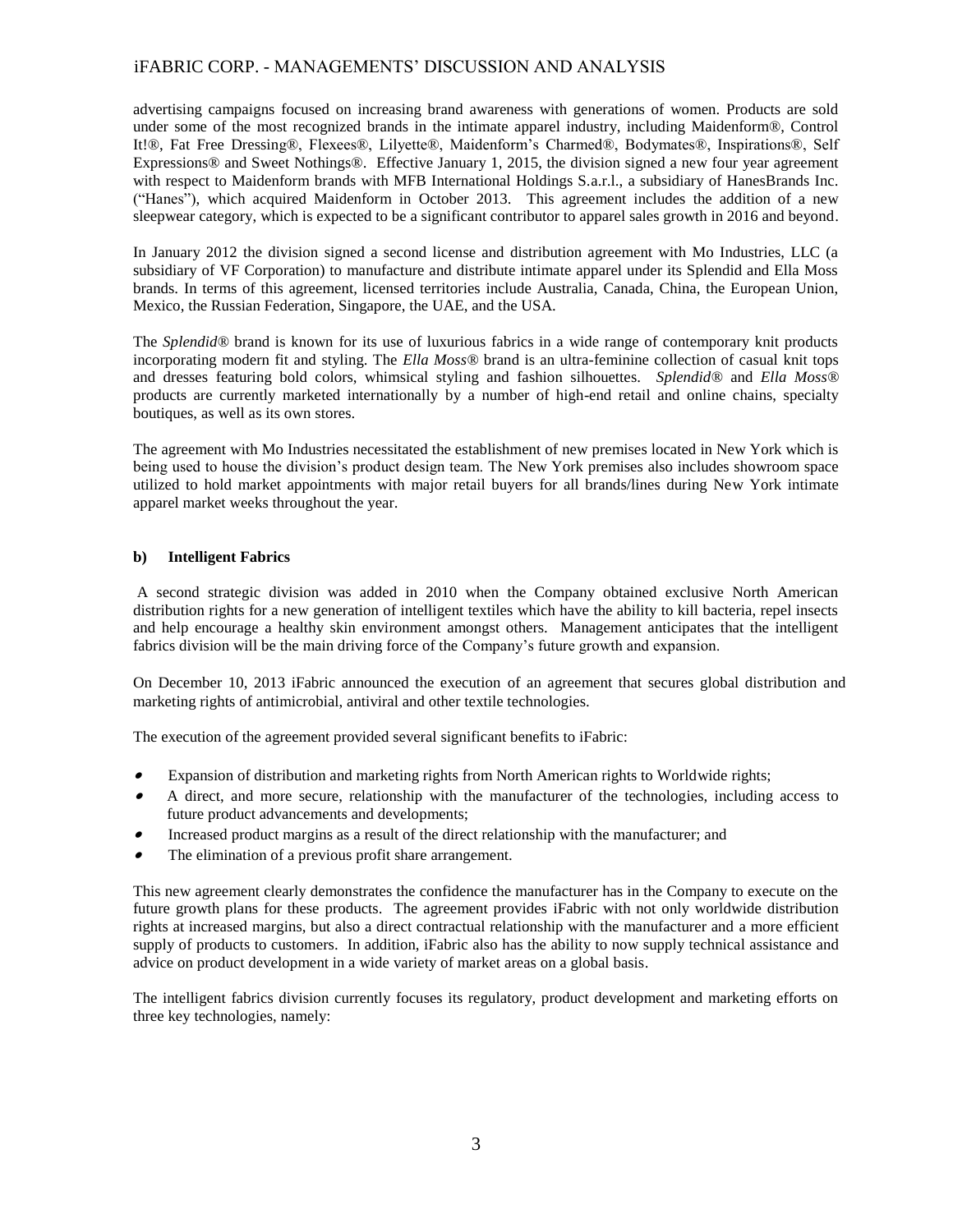advertising campaigns focused on increasing brand awareness with generations of women. Products are sold under some of the most recognized brands in the intimate apparel industry, including Maidenform®, Control It!®, Fat Free Dressing®, Flexees®, Lilyette®, Maidenform's Charmed®, Bodymates®, Inspirations®, Self Expressions® and Sweet Nothings®. Effective January 1, 2015, the division signed a new four year agreement with respect to Maidenform brands with MFB International Holdings S.a.r.l., a subsidiary of HanesBrands Inc. ("Hanes"), which acquired Maidenform in October 2013. This agreement includes the addition of a new sleepwear category, which is expected to be a significant contributor to apparel sales growth in 2016 and beyond.

In January 2012 the division signed a second license and distribution agreement with Mo Industries, LLC (a subsidiary of VF Corporation) to manufacture and distribute intimate apparel under its Splendid and Ella Moss brands. In terms of this agreement, licensed territories include Australia, Canada, China, the European Union, Mexico, the Russian Federation, Singapore, the UAE, and the USA.

The *Splendid®* brand is known for its use of luxurious fabrics in a wide range of contemporary knit products incorporating modern fit and styling. The *Ella Moss®* brand is an ultra-feminine collection of casual knit tops and dresses featuring bold colors, whimsical styling and fashion silhouettes. *Splendid®* and *Ella Moss®* products are currently marketed internationally by a number of high-end retail and online chains, specialty boutiques, as well as its own stores.

The agreement with Mo Industries necessitated the establishment of new premises located in New York which is being used to house the division's product design team. The New York premises also includes showroom space utilized to hold market appointments with major retail buyers for all brands/lines during New York intimate apparel market weeks throughout the year.

### b) Intelligent Fabrics

A second strategic division was added in 2010 when the Company obtained exclusive North American distribution rights for a new generation of intelligent textiles which have the ability to kill bacteria, repel insects and help encourage a healthy skin environment amongst others. Management anticipates that the intelligent fabrics division will be the main driving force of the Company's future growth and expansion.

On December 10, 2013 iFabric announced the execution of an agreement that secures global distribution and marketing rights of antimicrobial, antiviral and other textile technologies.

The execution of the agreement provided several significant benefits to iFabric:

- Expansion of distribution and marketing rights from North American rights to Worldwide rights;
- A direct, and more secure, relationship with the manufacturer of the technologies, including access to future product advancements and developments;
- Increased product margins as a result of the direct relationship with the manufacturer; and
- The elimination of a previous profit share arrangement.

This new agreement clearly demonstrates the confidence the manufacturer has in the Company to execute on the future growth plans for these products. The agreement provides iFabric with not only worldwide distribution rights at increased margins, but also a direct contractual relationship with the manufacturer and a more efficient supply of products to customers. In addition, iFabric also has the ability to now supply technical assistance and advice on product development in a wide variety of market areas on a global basis.

The intelligent fabrics division currently focuses its regulatory, product development and marketing efforts on three key technologies, namely: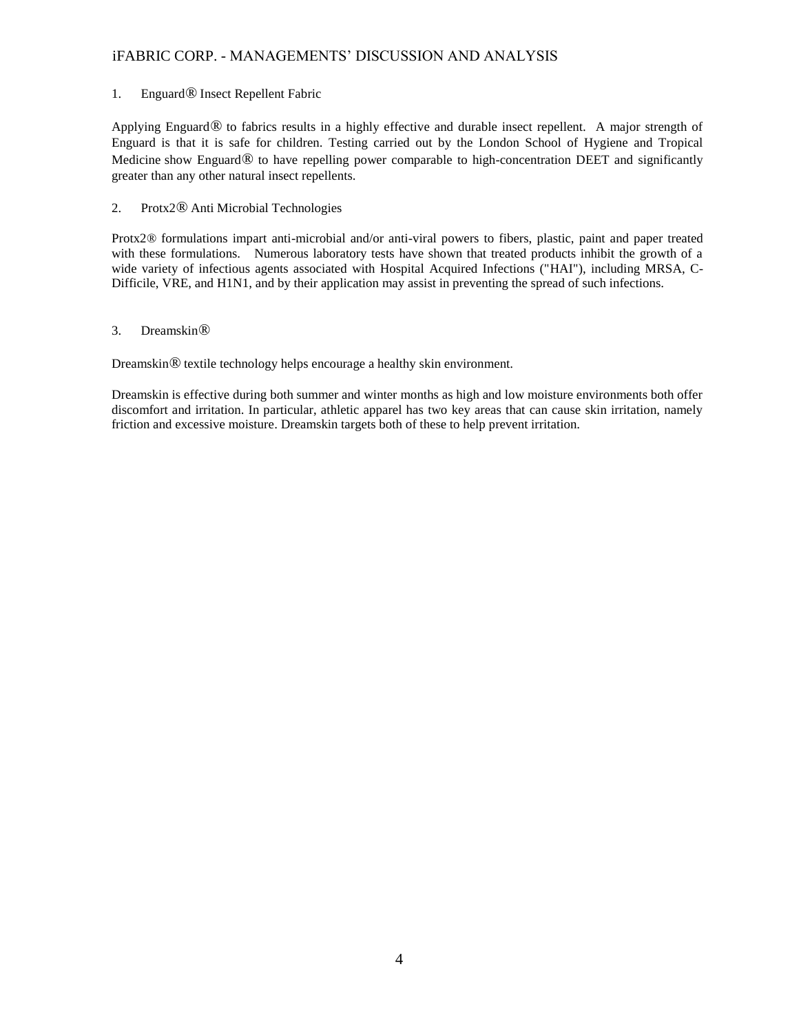1. Enguard® Insect Repellent Fabric

Applying Enguard® to fabrics results in a highly effective and durable insect repellent. A major strength of Enguard is that it is safe for children. Testing carried out by the London School of Hygiene and Tropical Medicine show Enguard® to have repelling power comparable to high-concentration DEET and significantly greater than any other natural insect repellents.

2. Protx2® Anti Microbial Technologies

Protx2® formulations impart anti-microbial and/or anti-viral powers to fibers, plastic, paint and paper treated with these formulations. Numerous laboratory tests have shown that treated products inhibit the growth of a wide variety of infectious agents associated with Hospital Acquired Infections ("HAI"), including MRSA, C-Difficile, VRE, and H1N1, and by their application may assist in preventing the spread of such infections.

3. Dreamskin®

Dreamskin® textile technology helps encourage a healthy skin environment.

Dreamskin is effective during both summer and winter months as high and low moisture environments both offer discomfort and irritation. In particular, athletic apparel has two key areas that can cause skin irritation, namely friction and excessive moisture. Dreamskin targets both of these to help prevent irritation.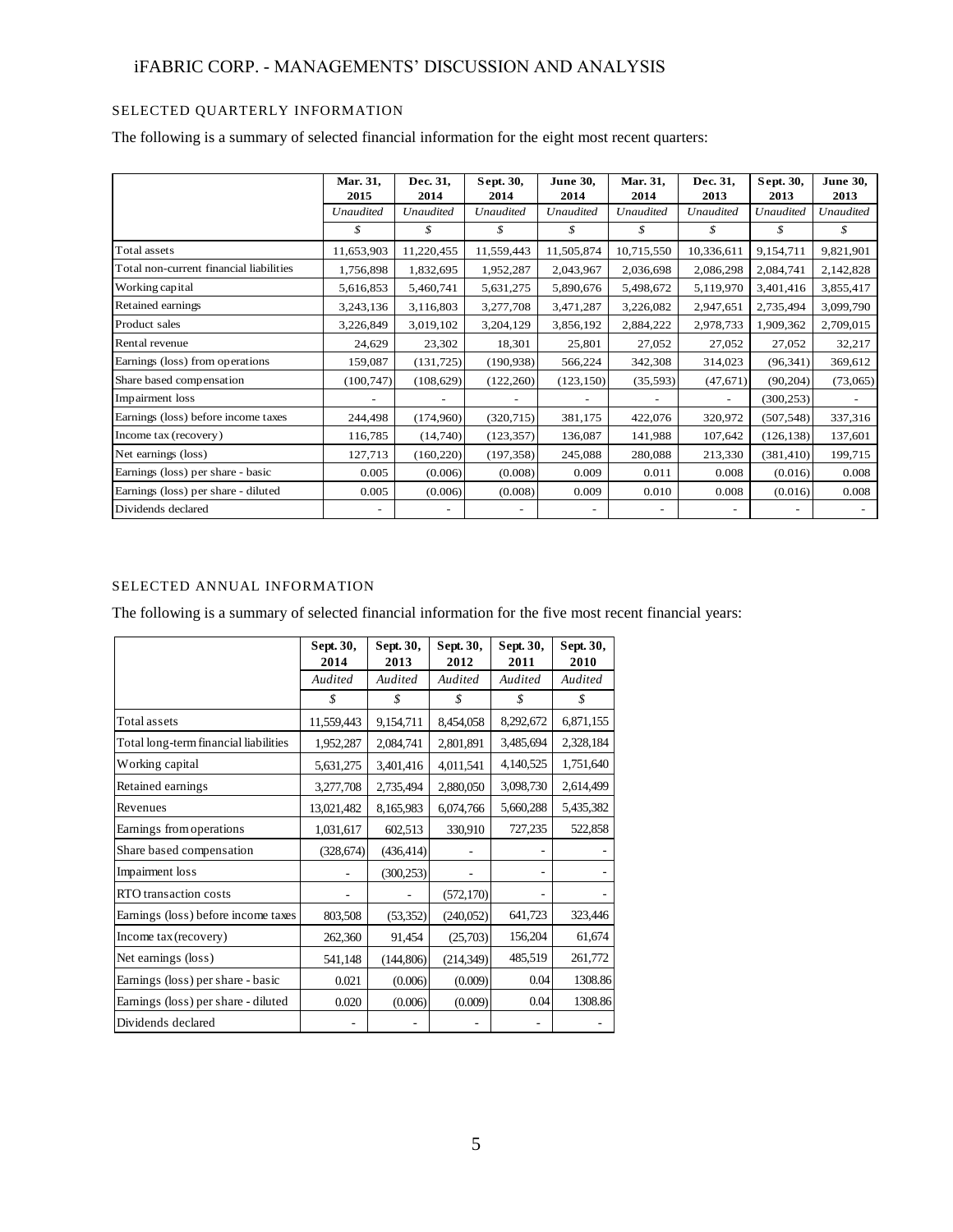## SELECTED QUARTERLY INFORMATION

The following is a summary of selected financial information for the eight most recent quarters:

| | Mar. 31, 2015 | Dec. 31, 2014 | Sept. 30, 2014 | June 30, 2014 | Mar. 31, 2014 | Dec. 31, 2013 | Sept. 30, 2013 | June 30, 2013 |
|---|---|---|---|---|---|---|---|---|
| | *Unaudited* | *Unaudited* | *Unaudited* | *Unaudited* | *Unaudited* | *Unaudited* | *Unaudited* | *Unaudited* |
| | $ | $ | $ | $ | $ | $ | $ | $ |
| Total assets | 11,653,903 | 11,220,455 | 11,559,443 | 11,505,874 | 10,715,550 | 10,336,611 | 9,154,711 | 9,821,901 |
| Total non-current financial liabilities | 1,756,898 | 1,832,695 | 1,952,287 | 2,043,967 | 2,036,698 | 2,086,298 | 2,084,741 | 2,142,828 |
| Working capital | 5,616,853 | 5,460,741 | 5,631,275 | 5,890,676 | 5,498,672 | 5,119,970 | 3,401,416 | 3,855,417 |
| Retained earnings | 3,243,136 | 3,116,803 | 3,277,708 | 3,471,287 | 3,226,082 | 2,947,651 | 2,735,494 | 3,099,790 |
| Product sales | 3,226,849 | 3,019,102 | 3,204,129 | 3,856,192 | 2,884,222 | 2,978,733 | 1,909,362 | 2,709,015 |
| Rental revenue | 24,629 | 23,302 | 18,301 | 25,801 | 27,052 | 27,052 | 27,052 | 32,217 |
| Earnings (loss) from operations | 159,087 | (131,725) | (190,938) | 566,224 | 342,308 | 314,023 | (96,341) | 369,612 |
| Share based compensation | (100,747) | (108,629) | (122,260) | (123,150) | (35,593) | (47,671) | (90,204) | (73,065) |
| Impairment loss | - | - | - | - | - | - | (300,253) | - |
| Earnings (loss) before income taxes | 244,498 | (174,960) | (320,715) | 381,175 | 422,076 | 320,972 | (507,548) | 337,316 |
| Income tax (recovery) | 116,785 | (14,740) | (123,357) | 136,087 | 141,988 | 107,642 | (126,138) | 137,601 |
| Net earnings (loss) | 127,713 | (160,220) | (197,358) | 245,088 | 280,088 | 213,330 | (381,410) | 199,715 |
| Earnings (loss) per share - basic | 0.005 | (0.006) | (0.008) | 0.009 | 0.011 | 0.008 | (0.016) | 0.008 |
| Earnings (loss) per share - diluted | 0.005 | (0.006) | (0.008) | 0.009 | 0.010 | 0.008 | (0.016) | 0.008 |
| Dividends declared | - | - | - | - | - | - | - | - |

## SELECTED ANNUAL INFORMATION

The following is a summary of selected financial information for the five most recent financial years:

| | Sept. 30, 2014 | Sept. 30, 2013 | Sept. 30, 2012 | Sept. 30, 2011 | Sept. 30, 2010 |
|---|---|---|---|---|---|
| | *Audited* | *Audited* | *Audited* | *Audited* | *Audited* |
| | $ | $ | $ | $ | $ |
| Total assets | 11,559,443 | 9,154,711 | 8,454,058 | 8,292,672 | 6,871,155 |
| Total long-term financial liabilities | 1,952,287 | 2,084,741 | 2,801,891 | 3,485,694 | 2,328,184 |
| Working capital | 5,631,275 | 3,401,416 | 4,011,541 | 4,140,525 | 1,751,640 |
| Retained earnings | 3,277,708 | 2,735,494 | 2,880,050 | 3,098,730 | 2,614,499 |
| Revenues | 13,021,482 | 8,165,983 | 6,074,766 | 5,660,288 | 5,435,382 |
| Earnings from operations | 1,031,617 | 602,513 | 330,910 | 727,235 | 522,858 |
| Share based compensation | (328,674) | (436,414) | - | - | - |
| Impairment loss | - | (300,253) | - | - | - |
| RTO transaction costs | - | - | (572,170) | - | - |
| Earnings (loss) before income taxes | 803,508 | (53,352) | (240,052) | 641,723 | 323,446 |
| Income tax (recovery) | 262,360 | 91,454 | (25,703) | 156,204 | 61,674 |
| Net earnings (loss) | 541,148 | (144,806) | (214,349) | 485,519 | 261,772 |
| Earnings (loss) per share - basic | 0.021 | (0.006) | (0.009) | 0.04 | 1308.86 |
| Earnings (loss) per share - diluted | 0.020 | (0.006) | (0.009) | 0.04 | 1308.86 |
| Dividends declared | - | - | - | - | - |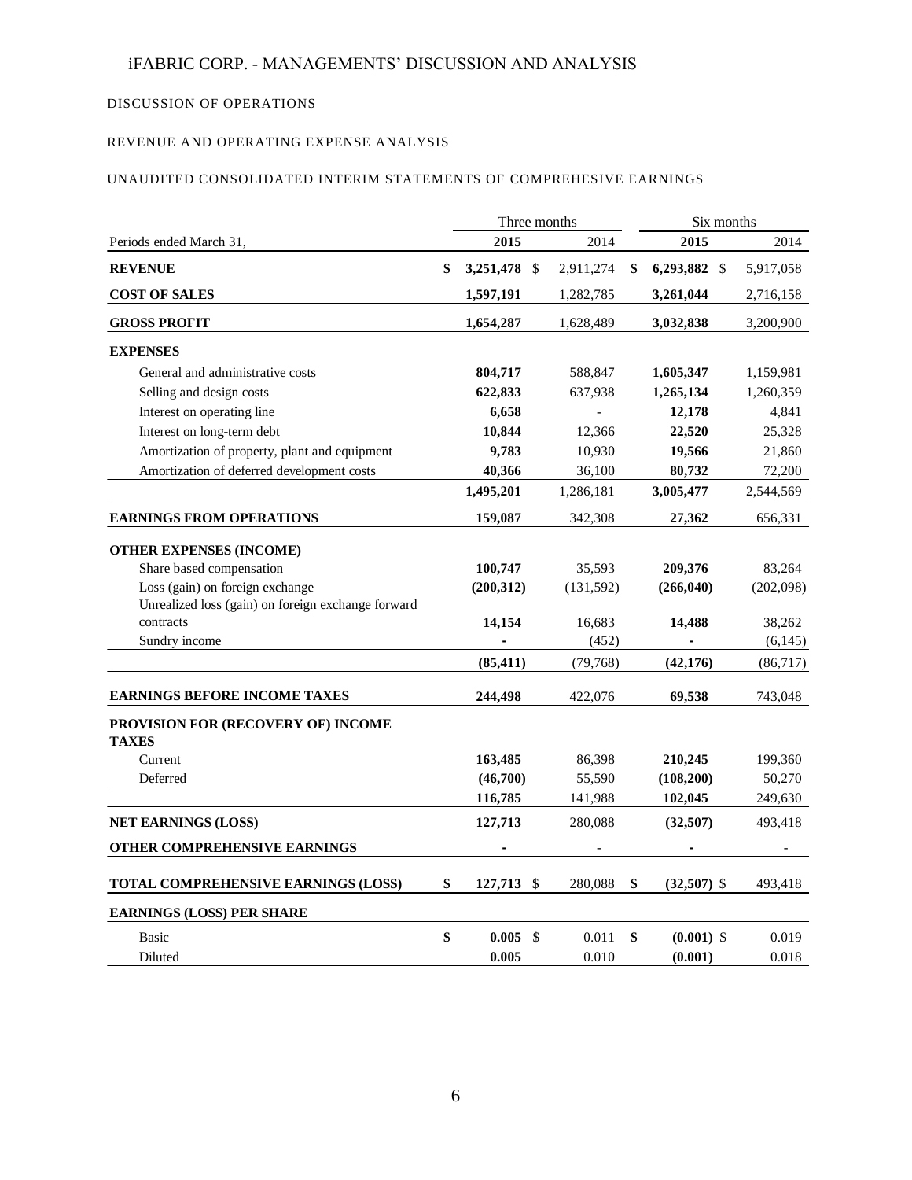# iFABRIC CORP. - MANAGEMENTS' DISCUSSION AND ANALYSIS

## DISCUSSION OF OPERATIONS

### REVENUE AND OPERATING EXPENSE ANALYSIS

### UNAUDITED CONSOLIDATED INTERIM STATEMENTS OF COMPREHESIVE EARNINGS

| | Three months | | Six months | |
|---|---|---|---|---|
| Periods ended March 31, | **2015** | 2014 | **2015** | 2014 |
| **REVENUE** | **$ 3,251,478** | $ 2,911,274 | **$ 6,293,882** | $ 5,917,058 |
| **COST OF SALES** | **1,597,191** | 1,282,785 | **3,261,044** | 2,716,158 |
| **GROSS PROFIT** | **1,654,287** | 1,628,489 | **3,032,838** | 3,200,900 |
| **EXPENSES** | | | | |
| General and administrative costs | **804,717** | 588,847 | **1,605,347** | 1,159,981 |
| Selling and design costs | **622,833** | 637,938 | **1,265,134** | 1,260,359 |
| Interest on operating line | **6,658** | - | **12,178** | 4,841 |
| Interest on long-term debt | **10,844** | 12,366 | **22,520** | 25,328 |
| Amortization of property, plant and equipment | **9,783** | 10,930 | **19,566** | 21,860 |
| Amortization of deferred development costs | **40,366** | 36,100 | **80,732** | 72,200 |
| | **1,495,201** | 1,286,181 | **3,005,477** | 2,544,569 |
| **EARNINGS FROM OPERATIONS** | **159,087** | 342,308 | **27,362** | 656,331 |
| **OTHER EXPENSES (INCOME)** | | | | |
| Share based compensation | **100,747** | 35,593 | **209,376** | 83,264 |
| Loss (gain) on foreign exchange | **(200,312)** | (131,592) | **(266,040)** | (202,098) |
| Unrealized loss (gain) on foreign exchange forward contracts | **14,154** | 16,683 | **14,488** | 38,262 |
| Sundry income | **-** | (452) | **-** | (6,145) |
| | **(85,411)** | (79,768) | **(42,176)** | (86,717) |
| **EARNINGS BEFORE INCOME TAXES** | **244,498** | 422,076 | **69,538** | 743,048 |
| **PROVISION FOR (RECOVERY OF) INCOME TAXES** | | | | |
| Current | **163,485** | 86,398 | **210,245** | 199,360 |
| Deferred | **(46,700)** | 55,590 | **(108,200)** | 50,270 |
| | **116,785** | 141,988 | **102,045** | 249,630 |
| **NET EARNINGS (LOSS)** | **127,713** | 280,088 | **(32,507)** | 493,418 |
| **OTHER COMPREHENSIVE EARNINGS** | **-** | - | **-** | - |
| **TOTAL COMPREHENSIVE EARNINGS (LOSS)** | **$ 127,713** | $ 280,088 | **$ (32,507)** | $ 493,418 |
| **EARNINGS (LOSS) PER SHARE** | | | | |
| Basic | **$ 0.005** | $ 0.011 | **$ (0.001)** | $ 0.019 |
| Diluted | **0.005** | 0.010 | **(0.001)** | 0.018 |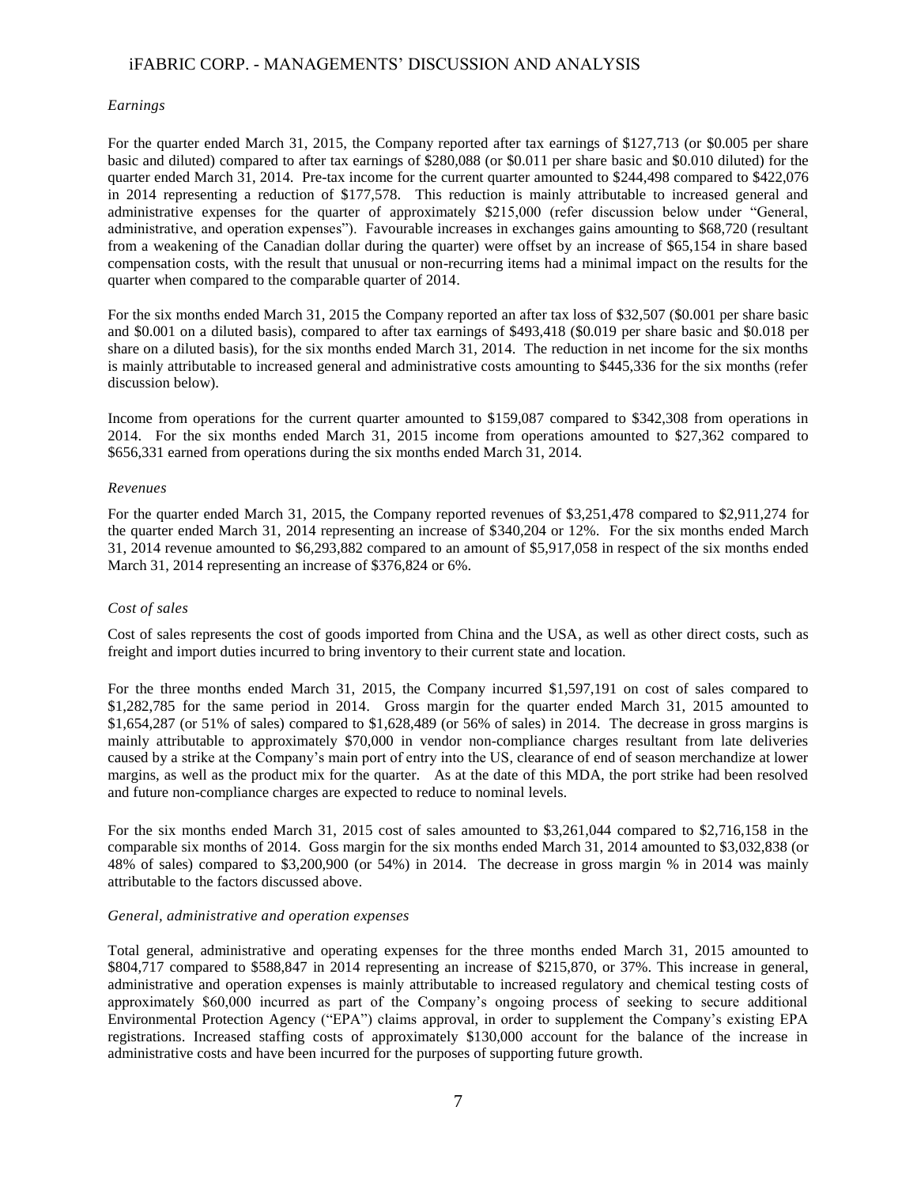*Earnings*

For the quarter ended March 31, 2015, the Company reported after tax earnings of $127,713 (or $0.005 per share basic and diluted) compared to after tax earnings of $280,088 (or $0.011 per share basic and $0.010 diluted) for the quarter ended March 31, 2014. Pre-tax income for the current quarter amounted to $244,498 compared to $422,076 in 2014 representing a reduction of $177,578. This reduction is mainly attributable to increased general and administrative expenses for the quarter of approximately $215,000 (refer discussion below under "General, administrative, and operation expenses"). Favourable increases in exchanges gains amounting to $68,720 (resultant from a weakening of the Canadian dollar during the quarter) were offset by an increase of $65,154 in share based compensation costs, with the result that unusual or non-recurring items had a minimal impact on the results for the quarter when compared to the comparable quarter of 2014.

For the six months ended March 31, 2015 the Company reported an after tax loss of $32,507 ($0.001 per share basic and $0.001 on a diluted basis), compared to after tax earnings of $493,418 ($0.019 per share basic and $0.018 per share on a diluted basis), for the six months ended March 31, 2014. The reduction in net income for the six months is mainly attributable to increased general and administrative costs amounting to $445,336 for the six months (refer discussion below).

Income from operations for the current quarter amounted to $159,087 compared to $342,308 from operations in 2014. For the six months ended March 31, 2015 income from operations amounted to $27,362 compared to $656,331 earned from operations during the six months ended March 31, 2014.

*Revenues*

For the quarter ended March 31, 2015, the Company reported revenues of $3,251,478 compared to $2,911,274 for the quarter ended March 31, 2014 representing an increase of $340,204 or 12%. For the six months ended March 31, 2014 revenue amounted to $6,293,882 compared to an amount of $5,917,058 in respect of the six months ended March 31, 2014 representing an increase of $376,824 or 6%.

*Cost of sales*

Cost of sales represents the cost of goods imported from China and the USA, as well as other direct costs, such as freight and import duties incurred to bring inventory to their current state and location.

For the three months ended March 31, 2015, the Company incurred $1,597,191 on cost of sales compared to $1,282,785 for the same period in 2014. Gross margin for the quarter ended March 31, 2015 amounted to $1,654,287 (or 51% of sales) compared to $1,628,489 (or 56% of sales) in 2014. The decrease in gross margins is mainly attributable to approximately $70,000 in vendor non-compliance charges resultant from late deliveries caused by a strike at the Company's main port of entry into the US, clearance of end of season merchandize at lower margins, as well as the product mix for the quarter. As at the date of this MDA, the port strike had been resolved and future non-compliance charges are expected to reduce to nominal levels.

For the six months ended March 31, 2015 cost of sales amounted to $3,261,044 compared to $2,716,158 in the comparable six months of 2014. Goss margin for the six months ended March 31, 2014 amounted to $3,032,838 (or 48% of sales) compared to $3,200,900 (or 54%) in 2014. The decrease in gross margin % in 2014 was mainly attributable to the factors discussed above.

*General, administrative and operation expenses*

Total general, administrative and operating expenses for the three months ended March 31, 2015 amounted to $804,717 compared to $588,847 in 2014 representing an increase of $215,870, or 37%. This increase in general, administrative and operation expenses is mainly attributable to increased regulatory and chemical testing costs of approximately $60,000 incurred as part of the Company's ongoing process of seeking to secure additional Environmental Protection Agency ("EPA") claims approval, in order to supplement the Company's existing EPA registrations. Increased staffing costs of approximately $130,000 account for the balance of the increase in administrative costs and have been incurred for the purposes of supporting future growth.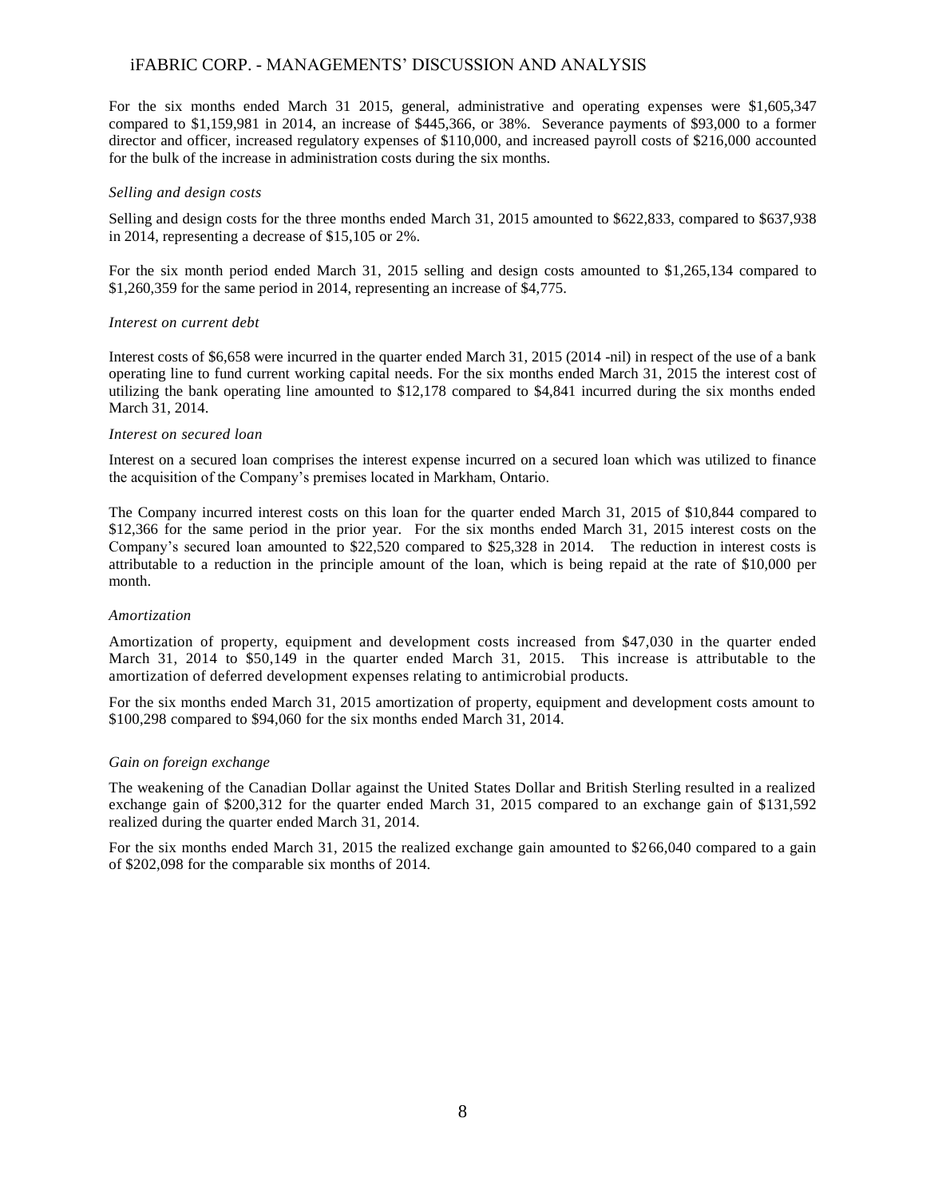For the six months ended March 31 2015, general, administrative and operating expenses were $1,605,347 compared to $1,159,981 in 2014, an increase of $445,366, or 38%. Severance payments of $93,000 to a former director and officer, increased regulatory expenses of $110,000, and increased payroll costs of $216,000 accounted for the bulk of the increase in administration costs during the six months.

*Selling and design costs*

Selling and design costs for the three months ended March 31, 2015 amounted to $622,833, compared to $637,938 in 2014, representing a decrease of $15,105 or 2%.

For the six month period ended March 31, 2015 selling and design costs amounted to $1,265,134 compared to $1,260,359 for the same period in 2014, representing an increase of $4,775.

*Interest on current debt*

Interest costs of $6,658 were incurred in the quarter ended March 31, 2015 (2014 -nil) in respect of the use of a bank operating line to fund current working capital needs. For the six months ended March 31, 2015 the interest cost of utilizing the bank operating line amounted to $12,178 compared to $4,841 incurred during the six months ended March 31, 2014.

*Interest on secured loan*

Interest on a secured loan comprises the interest expense incurred on a secured loan which was utilized to finance the acquisition of the Company's premises located in Markham, Ontario.

The Company incurred interest costs on this loan for the quarter ended March 31, 2015 of $10,844 compared to $12,366 for the same period in the prior year. For the six months ended March 31, 2015 interest costs on the Company's secured loan amounted to $22,520 compared to $25,328 in 2014. The reduction in interest costs is attributable to a reduction in the principle amount of the loan, which is being repaid at the rate of $10,000 per month.

*Amortization*

Amortization of property, equipment and development costs increased from $47,030 in the quarter ended March 31, 2014 to $50,149 in the quarter ended March 31, 2015. This increase is attributable to the amortization of deferred development expenses relating to antimicrobial products.

For the six months ended March 31, 2015 amortization of property, equipment and development costs amount to $100,298 compared to $94,060 for the six months ended March 31, 2014.

*Gain on foreign exchange*

The weakening of the Canadian Dollar against the United States Dollar and British Sterling resulted in a realized exchange gain of $200,312 for the quarter ended March 31, 2015 compared to an exchange gain of $131,592 realized during the quarter ended March 31, 2014.

For the six months ended March 31, 2015 the realized exchange gain amounted to $266,040 compared to a gain of $202,098 for the comparable six months of 2014.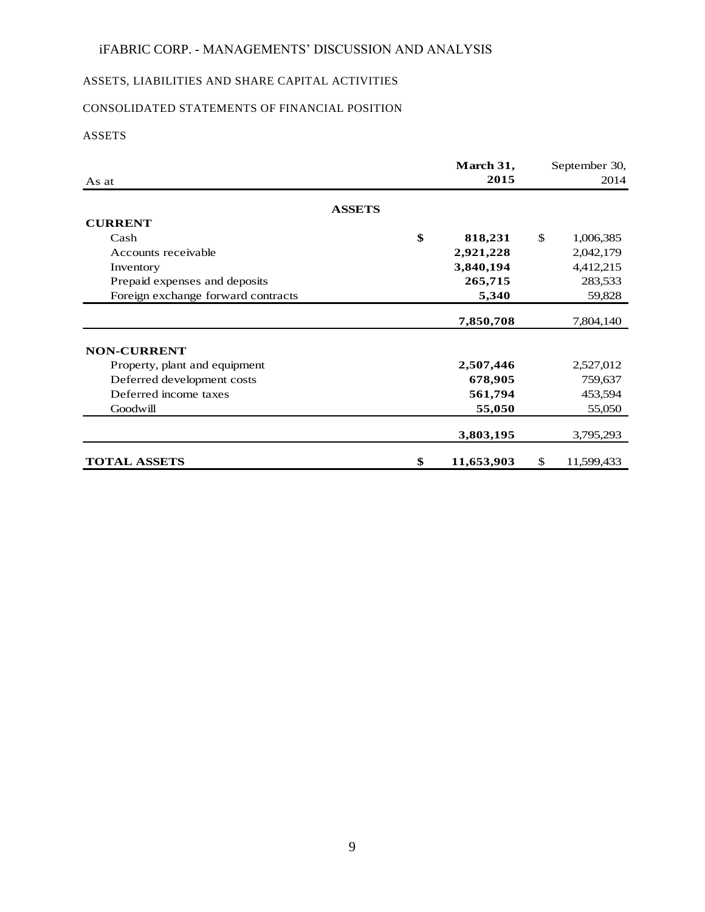iFABRIC CORP. - MANAGEMENTS' DISCUSSION AND ANALYSIS

## ASSETS, LIABILITIES AND SHARE CAPITAL ACTIVITIES

### CONSOLIDATED STATEMENTS OF FINANCIAL POSITION

#### ASSETS

| As at | | **March 31, 2015** | | September 30, 2014 |
|---|---|---|---|---|
| **ASSETS** | | | | |
| **CURRENT** | | | | |
| Cash | **$** | **818,231** | $ | 1,006,385 |
| Accounts receivable | | **2,921,228** | | 2,042,179 |
| Inventory | | **3,840,194** | | 4,412,215 |
| Prepaid expenses and deposits | | **265,715** | | 283,533 |
| Foreign exchange forward contracts | | **5,340** | | 59,828 |
| | | **7,850,708** | | 7,804,140 |
| **NON-CURRENT** | | | | |
| Property, plant and equipment | | **2,507,446** | | 2,527,012 |
| Deferred development costs | | **678,905** | | 759,637 |
| Deferred income taxes | | **561,794** | | 453,594 |
| Goodwill | | **55,050** | | 55,050 |
| | | **3,803,195** | | 3,795,293 |
| **TOTAL ASSETS** | **$** | **11,653,903** | $ | 11,599,433 |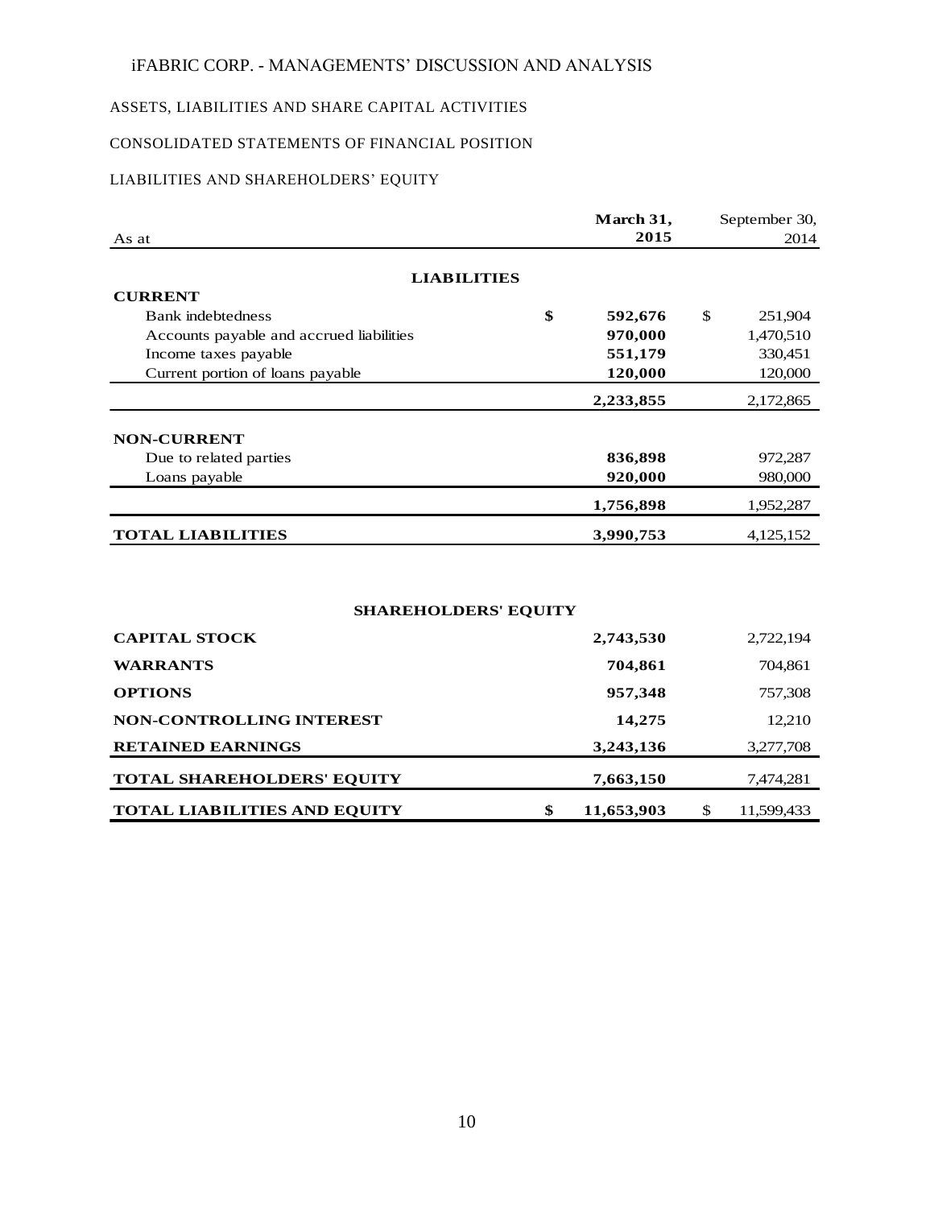# iFABRIC CORP. - MANAGEMENTS' DISCUSSION AND ANALYSIS

## ASSETS, LIABILITIES AND SHARE CAPITAL ACTIVITIES

### CONSOLIDATED STATEMENTS OF FINANCIAL POSITION

### LIABILITIES AND SHAREHOLDERS' EQUITY

| As at | March 31, 2015 | September 30, 2014 |
|---|---|---|
| **LIABILITIES** | | |
| **CURRENT** | | |
| Bank indebtedness | **$ 592,676** | $ 251,904 |
| Accounts payable and accrued liabilities | **970,000** | 1,470,510 |
| Income taxes payable | **551,179** | 330,451 |
| Current portion of loans payable | **120,000** | 120,000 |
| | **2,233,855** | 2,172,865 |
| **NON-CURRENT** | | |
| Due to related parties | **836,898** | 972,287 |
| Loans payable | **920,000** | 980,000 |
| | **1,756,898** | 1,952,287 |
| **TOTAL LIABILITIES** | **3,990,753** | 4,125,152 |
| **SHAREHOLDERS' EQUITY** | | |
| **CAPITAL STOCK** | **2,743,530** | 2,722,194 |
| **WARRANTS** | **704,861** | 704,861 |
| **OPTIONS** | **957,348** | 757,308 |
| **NON-CONTROLLING INTEREST** | **14,275** | 12,210 |
| **RETAINED EARNINGS** | **3,243,136** | 3,277,708 |
| **TOTAL SHAREHOLDERS' EQUITY** | **7,663,150** | 7,474,281 |
| **TOTAL LIABILITIES AND EQUITY** | **$ 11,653,903** | $ 11,599,433 |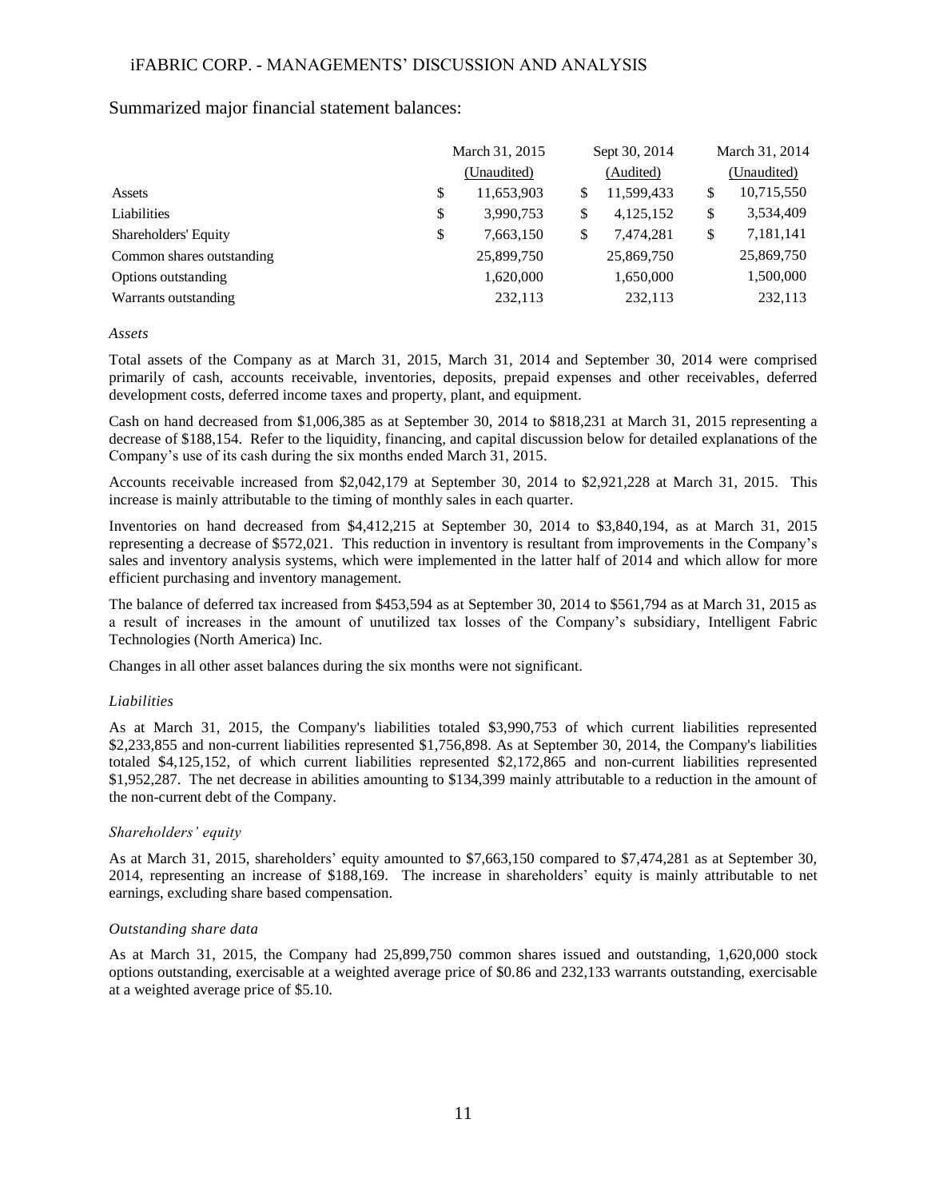Summarized major financial statement balances:

| | March 31, 2015 (Unaudited) | Sept 30, 2014 (Audited) | March 31, 2014 (Unaudited) |
|---|---|---|---|
| Assets | $ 11,653,903 | $ 11,599,433 | $ 10,715,550 |
| Liabilities | $ 3,990,753 | $ 4,125,152 | $ 3,534,409 |
| Shareholders' Equity | $ 7,663,150 | $ 7,474,281 | $ 7,181,141 |
| Common shares outstanding | 25,899,750 | 25,869,750 | 25,869,750 |
| Options outstanding | 1,620,000 | 1,650,000 | 1,500,000 |
| Warrants outstanding | 232,113 | 232,113 | 232,113 |

*Assets*

Total assets of the Company as at March 31, 2015, March 31, 2014 and September 30, 2014 were comprised primarily of cash, accounts receivable, inventories, deposits, prepaid expenses and other receivables, deferred development costs, deferred income taxes and property, plant, and equipment.

Cash on hand decreased from $1,006,385 as at September 30, 2014 to $818,231 at March 31, 2015 representing a decrease of $188,154. Refer to the liquidity, financing, and capital discussion below for detailed explanations of the Company's use of its cash during the six months ended March 31, 2015.

Accounts receivable increased from $2,042,179 at September 30, 2014 to $2,921,228 at March 31, 2015. This increase is mainly attributable to the timing of monthly sales in each quarter.

Inventories on hand decreased from $4,412,215 at September 30, 2014 to $3,840,194, as at March 31, 2015 representing a decrease of $572,021. This reduction in inventory is resultant from improvements in the Company's sales and inventory analysis systems, which were implemented in the latter half of 2014 and which allow for more efficient purchasing and inventory management.

The balance of deferred tax increased from $453,594 as at September 30, 2014 to $561,794 as at March 31, 2015 as a result of increases in the amount of unutilized tax losses of the Company's subsidiary, Intelligent Fabric Technologies (North America) Inc.

Changes in all other asset balances during the six months were not significant.

*Liabilities*

As at March 31, 2015, the Company's liabilities totaled $3,990,753 of which current liabilities represented $2,233,855 and non-current liabilities represented $1,756,898. As at September 30, 2014, the Company's liabilities totaled $4,125,152, of which current liabilities represented $2,172,865 and non-current liabilities represented $1,952,287. The net decrease in abilities amounting to $134,399 mainly attributable to a reduction in the amount of the non-current debt of the Company.

*Shareholders' equity*

As at March 31, 2015, shareholders' equity amounted to $7,663,150 compared to $7,474,281 as at September 30, 2014, representing an increase of $188,169. The increase in shareholders' equity is mainly attributable to net earnings, excluding share based compensation.

*Outstanding share data*

As at March 31, 2015, the Company had 25,899,750 common shares issued and outstanding, 1,620,000 stock options outstanding, exercisable at a weighted average price of $0.86 and 232,133 warrants outstanding, exercisable at a weighted average price of $5.10.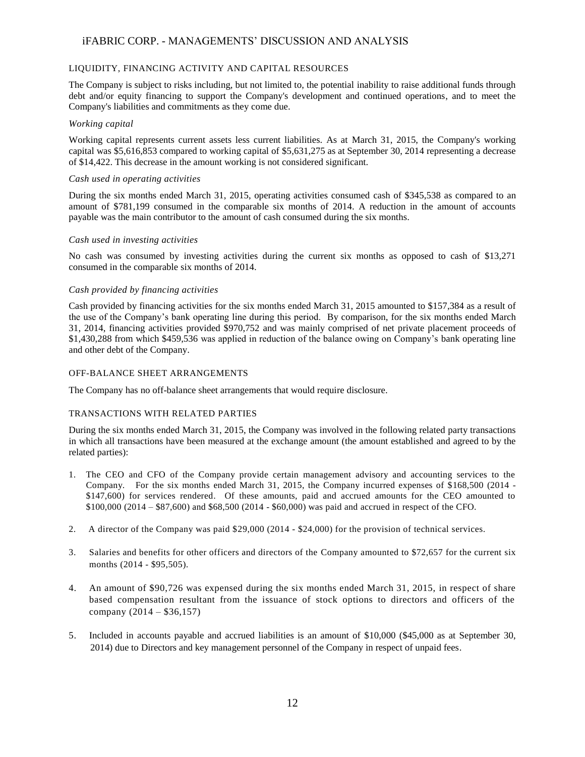## LIQUIDITY, FINANCING ACTIVITY AND CAPITAL RESOURCES

The Company is subject to risks including, but not limited to, the potential inability to raise additional funds through debt and/or equity financing to support the Company's development and continued operations, and to meet the Company's liabilities and commitments as they come due.

*Working capital*

Working capital represents current assets less current liabilities. As at March 31, 2015, the Company's working capital was $5,616,853 compared to working capital of $5,631,275 as at September 30, 2014 representing a decrease of $14,422. This decrease in the amount working is not considered significant.

*Cash used in operating activities*

During the six months ended March 31, 2015, operating activities consumed cash of $345,538 as compared to an amount of $781,199 consumed in the comparable six months of 2014. A reduction in the amount of accounts payable was the main contributor to the amount of cash consumed during the six months.

*Cash used in investing activities*

No cash was consumed by investing activities during the current six months as opposed to cash of $13,271 consumed in the comparable six months of 2014.

*Cash provided by financing activities*

Cash provided by financing activities for the six months ended March 31, 2015 amounted to $157,384 as a result of the use of the Company's bank operating line during this period. By comparison, for the six months ended March 31, 2014, financing activities provided $970,752 and was mainly comprised of net private placement proceeds of $1,430,288 from which $459,536 was applied in reduction of the balance owing on Company's bank operating line and other debt of the Company.

## OFF-BALANCE SHEET ARRANGEMENTS

The Company has no off-balance sheet arrangements that would require disclosure.

## TRANSACTIONS WITH RELATED PARTIES

During the six months ended March 31, 2015, the Company was involved in the following related party transactions in which all transactions have been measured at the exchange amount (the amount established and agreed to by the related parties):

1. The CEO and CFO of the Company provide certain management advisory and accounting services to the Company. For the six months ended March 31, 2015, the Company incurred expenses of $168,500 (2014 - $147,600) for services rendered. Of these amounts, paid and accrued amounts for the CEO amounted to $100,000 (2014 – $87,600) and $68,500 (2014 - $60,000) was paid and accrued in respect of the CFO.

2. A director of the Company was paid $29,000 (2014 - $24,000) for the provision of technical services.

3. Salaries and benefits for other officers and directors of the Company amounted to $72,657 for the current six months (2014 - $95,505).

4. An amount of $90,726 was expensed during the six months ended March 31, 2015, in respect of share based compensation resultant from the issuance of stock options to directors and officers of the company (2014 – $36,157)

5. Included in accounts payable and accrued liabilities is an amount of $10,000 ($45,000 as at September 30, 2014) due to Directors and key management personnel of the Company in respect of unpaid fees.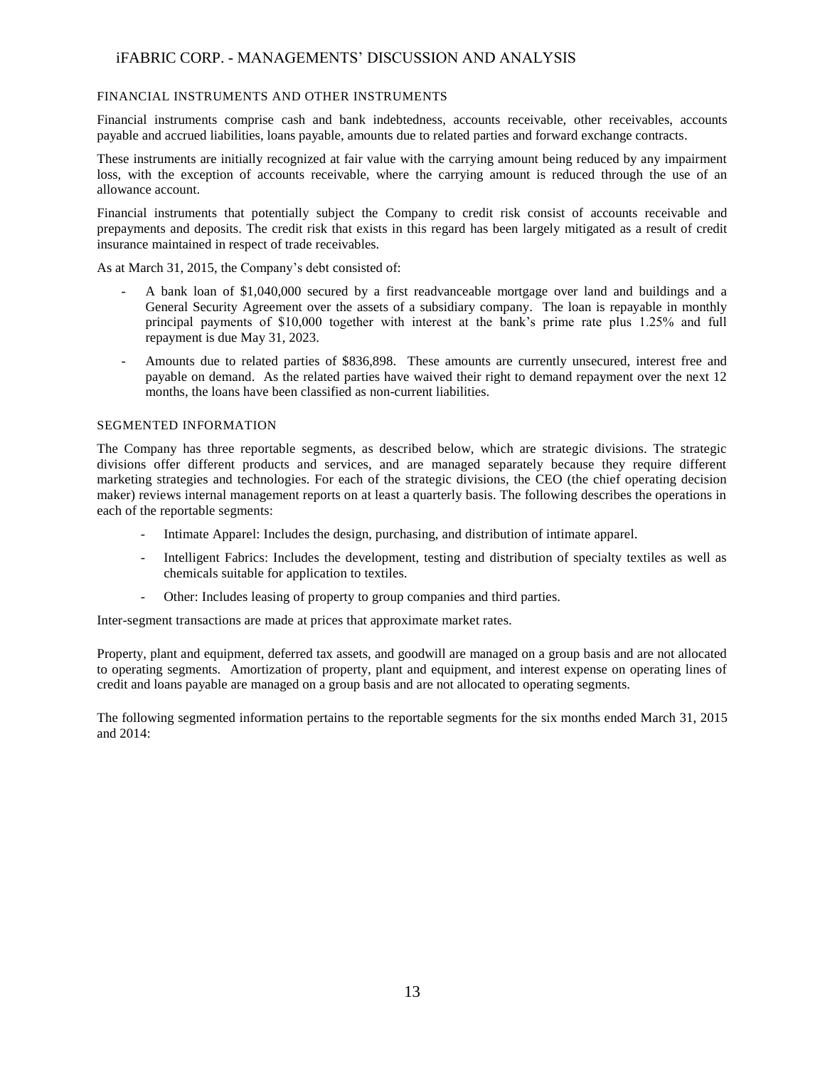## FINANCIAL INSTRUMENTS AND OTHER INSTRUMENTS

Financial instruments comprise cash and bank indebtedness, accounts receivable, other receivables, accounts payable and accrued liabilities, loans payable, amounts due to related parties and forward exchange contracts.

These instruments are initially recognized at fair value with the carrying amount being reduced by any impairment loss, with the exception of accounts receivable, where the carrying amount is reduced through the use of an allowance account.

Financial instruments that potentially subject the Company to credit risk consist of accounts receivable and prepayments and deposits. The credit risk that exists in this regard has been largely mitigated as a result of credit insurance maintained in respect of trade receivables.

As at March 31, 2015, the Company's debt consisted of:

- A bank loan of $1,040,000 secured by a first readvanceable mortgage over land and buildings and a General Security Agreement over the assets of a subsidiary company. The loan is repayable in monthly principal payments of $10,000 together with interest at the bank's prime rate plus 1.25% and full repayment is due May 31, 2023.
- Amounts due to related parties of $836,898. These amounts are currently unsecured, interest free and payable on demand. As the related parties have waived their right to demand repayment over the next 12 months, the loans have been classified as non-current liabilities.

## SEGMENTED INFORMATION

The Company has three reportable segments, as described below, which are strategic divisions. The strategic divisions offer different products and services, and are managed separately because they require different marketing strategies and technologies. For each of the strategic divisions, the CEO (the chief operating decision maker) reviews internal management reports on at least a quarterly basis. The following describes the operations in each of the reportable segments:

- Intimate Apparel: Includes the design, purchasing, and distribution of intimate apparel.
- Intelligent Fabrics: Includes the development, testing and distribution of specialty textiles as well as chemicals suitable for application to textiles.
- Other: Includes leasing of property to group companies and third parties.

Inter-segment transactions are made at prices that approximate market rates.

Property, plant and equipment, deferred tax assets, and goodwill are managed on a group basis and are not allocated to operating segments. Amortization of property, plant and equipment, and interest expense on operating lines of credit and loans payable are managed on a group basis and are not allocated to operating segments.

The following segmented information pertains to the reportable segments for the six months ended March 31, 2015 and 2014: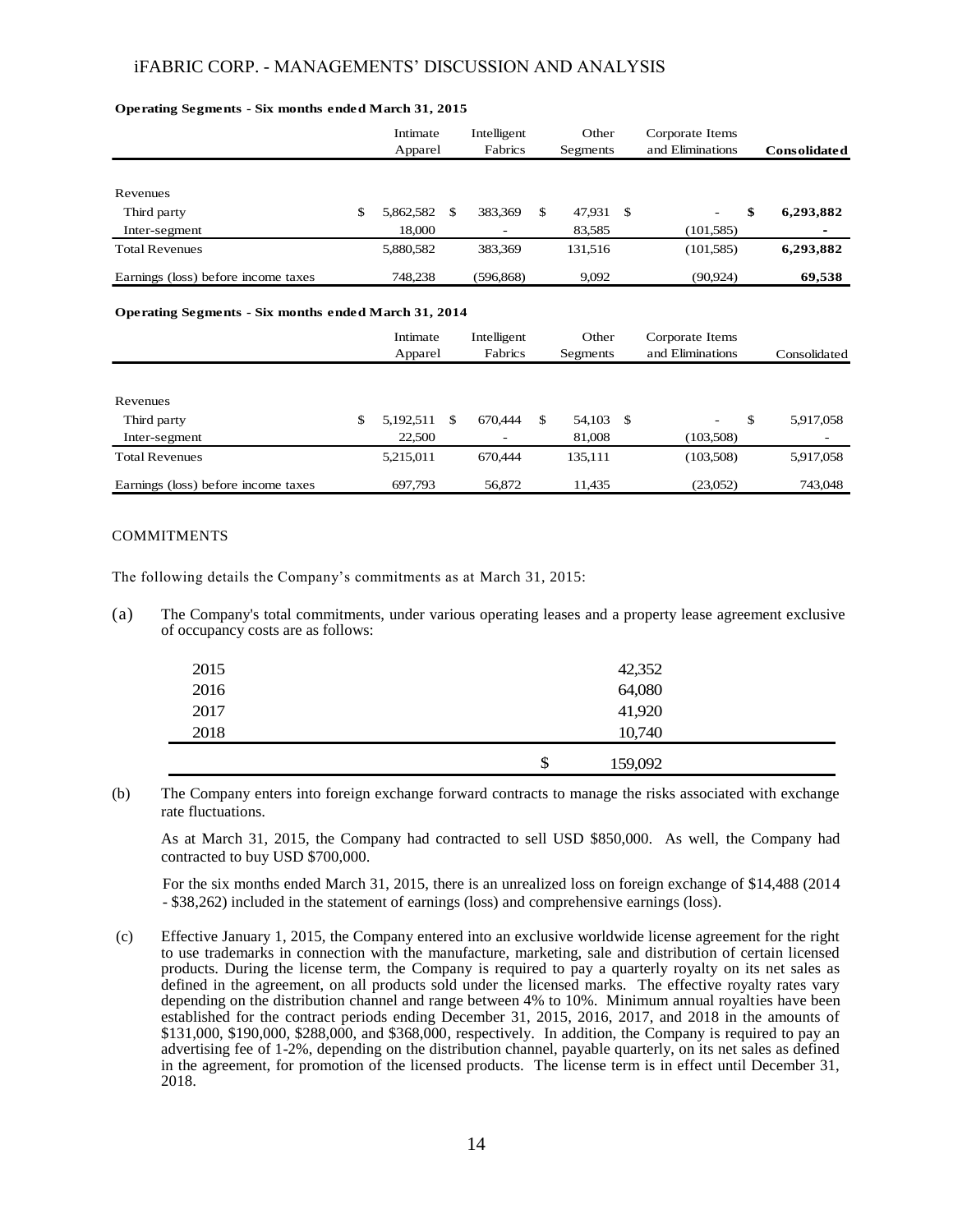**Operating Segments - Six months ended March 31, 2015**

| | Intimate Apparel | Intelligent Fabrics | Other Segments | Corporate Items and Eliminations | **Consolidated** |
|---|---|---|---|---|---|
| Revenues | | | | | |
| Third party | $ 5,862,582 | $ 383,369 | $ 47,931 | $ - | **$ 6,293,882** |
| Inter-segment | 18,000 | - | 83,585 | (101,585) | **-** |
| Total Revenues | 5,880,582 | 383,369 | 131,516 | (101,585) | **6,293,882** |
| Earnings (loss) before income taxes | 748,238 | (596,868) | 9,092 | (90,924) | **69,538** |

**Operating Segments - Six months ended March 31, 2014**

| | Intimate Apparel | Intelligent Fabrics | Other Segments | Corporate Items and Eliminations | Consolidated |
|---|---|---|---|---|---|
| Revenues | | | | | |
| Third party | $ 5,192,511 | $ 670,444 | $ 54,103 | $ - | $ 5,917,058 |
| Inter-segment | 22,500 | - | 81,008 | (103,508) | - |
| Total Revenues | 5,215,011 | 670,444 | 135,111 | (103,508) | 5,917,058 |
| Earnings (loss) before income taxes | 697,793 | 56,872 | 11,435 | (23,052) | 743,048 |

## COMMITMENTS

The following details the Company's commitments as at March 31, 2015:

(a) The Company's total commitments, under various operating leases and a property lease agreement exclusive of occupancy costs are as follows:

| | |
|---|---|
| 2015 | 42,352 |
| 2016 | 64,080 |
| 2017 | 41,920 |
| 2018 | 10,740 |
| | $ 159,092 |

(b) The Company enters into foreign exchange forward contracts to manage the risks associated with exchange rate fluctuations.

As at March 31, 2015, the Company had contracted to sell USD $850,000. As well, the Company had contracted to buy USD $700,000.

For the six months ended March 31, 2015, there is an unrealized loss on foreign exchange of $14,488 (2014 - $38,262) included in the statement of earnings (loss) and comprehensive earnings (loss).

(c) Effective January 1, 2015, the Company entered into an exclusive worldwide license agreement for the right to use trademarks in connection with the manufacture, marketing, sale and distribution of certain licensed products. During the license term, the Company is required to pay a quarterly royalty on its net sales as defined in the agreement, on all products sold under the licensed marks. The effective royalty rates vary depending on the distribution channel and range between 4% to 10%. Minimum annual royalties have been established for the contract periods ending December 31, 2015, 2016, 2017, and 2018 in the amounts of $131,000, $190,000, $288,000, and $368,000, respectively. In addition, the Company is required to pay an advertising fee of 1-2%, depending on the distribution channel, payable quarterly, on its net sales as defined in the agreement, for promotion of the licensed products. The license term is in effect until December 31, 2018.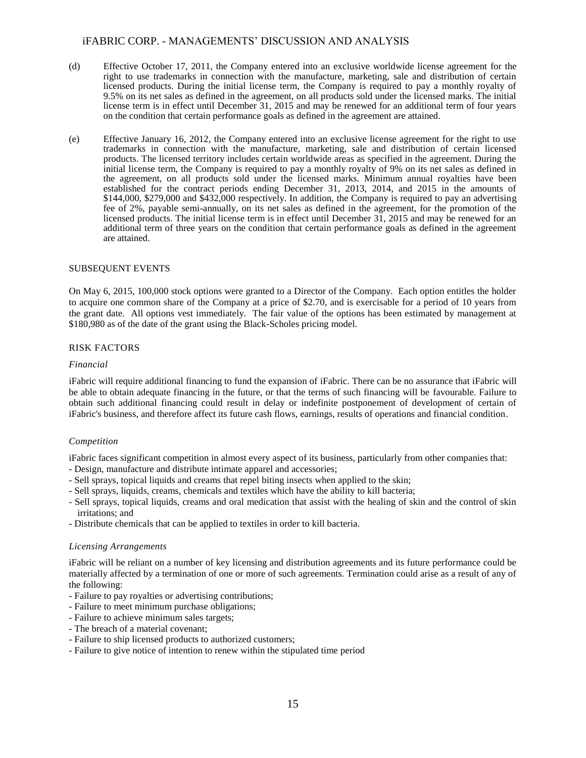(d) Effective October 17, 2011, the Company entered into an exclusive worldwide license agreement for the right to use trademarks in connection with the manufacture, marketing, sale and distribution of certain licensed products. During the initial license term, the Company is required to pay a monthly royalty of 9.5% on its net sales as defined in the agreement, on all products sold under the licensed marks. The initial license term is in effect until December 31, 2015 and may be renewed for an additional term of four years on the condition that certain performance goals as defined in the agreement are attained.

(e) Effective January 16, 2012, the Company entered into an exclusive license agreement for the right to use trademarks in connection with the manufacture, marketing, sale and distribution of certain licensed products. The licensed territory includes certain worldwide areas as specified in the agreement. During the initial license term, the Company is required to pay a monthly royalty of 9% on its net sales as defined in the agreement, on all products sold under the licensed marks. Minimum annual royalties have been established for the contract periods ending December 31, 2013, 2014, and 2015 in the amounts of \$144,000, \$279,000 and \$432,000 respectively. In addition, the Company is required to pay an advertising fee of 2%, payable semi-annually, on its net sales as defined in the agreement, for the promotion of the licensed products. The initial license term is in effect until December 31, 2015 and may be renewed for an additional term of three years on the condition that certain performance goals as defined in the agreement are attained.

## SUBSEQUENT EVENTS

On May 6, 2015, 100,000 stock options were granted to a Director of the Company. Each option entitles the holder to acquire one common share of the Company at a price of \$2.70, and is exercisable for a period of 10 years from the grant date. All options vest immediately. The fair value of the options has been estimated by management at \$180,980 as of the date of the grant using the Black-Scholes pricing model.

## RISK FACTORS

### *Financial*

iFabric will require additional financing to fund the expansion of iFabric. There can be no assurance that iFabric will be able to obtain adequate financing in the future, or that the terms of such financing will be favourable. Failure to obtain such additional financing could result in delay or indefinite postponement of development of certain of iFabric's business, and therefore affect its future cash flows, earnings, results of operations and financial condition.

### *Competition*

iFabric faces significant competition in almost every aspect of its business, particularly from other companies that:

- Design, manufacture and distribute intimate apparel and accessories;
- Sell sprays, topical liquids and creams that repel biting insects when applied to the skin;
- Sell sprays, liquids, creams, chemicals and textiles which have the ability to kill bacteria;
- Sell sprays, topical liquids, creams and oral medication that assist with the healing of skin and the control of skin irritations; and
- Distribute chemicals that can be applied to textiles in order to kill bacteria.

### *Licensing Arrangements*

iFabric will be reliant on a number of key licensing and distribution agreements and its future performance could be materially affected by a termination of one or more of such agreements. Termination could arise as a result of any of the following:

- Failure to pay royalties or advertising contributions;
- Failure to meet minimum purchase obligations;
- Failure to achieve minimum sales targets;
- The breach of a material covenant;
- Failure to ship licensed products to authorized customers;
- Failure to give notice of intention to renew within the stipulated time period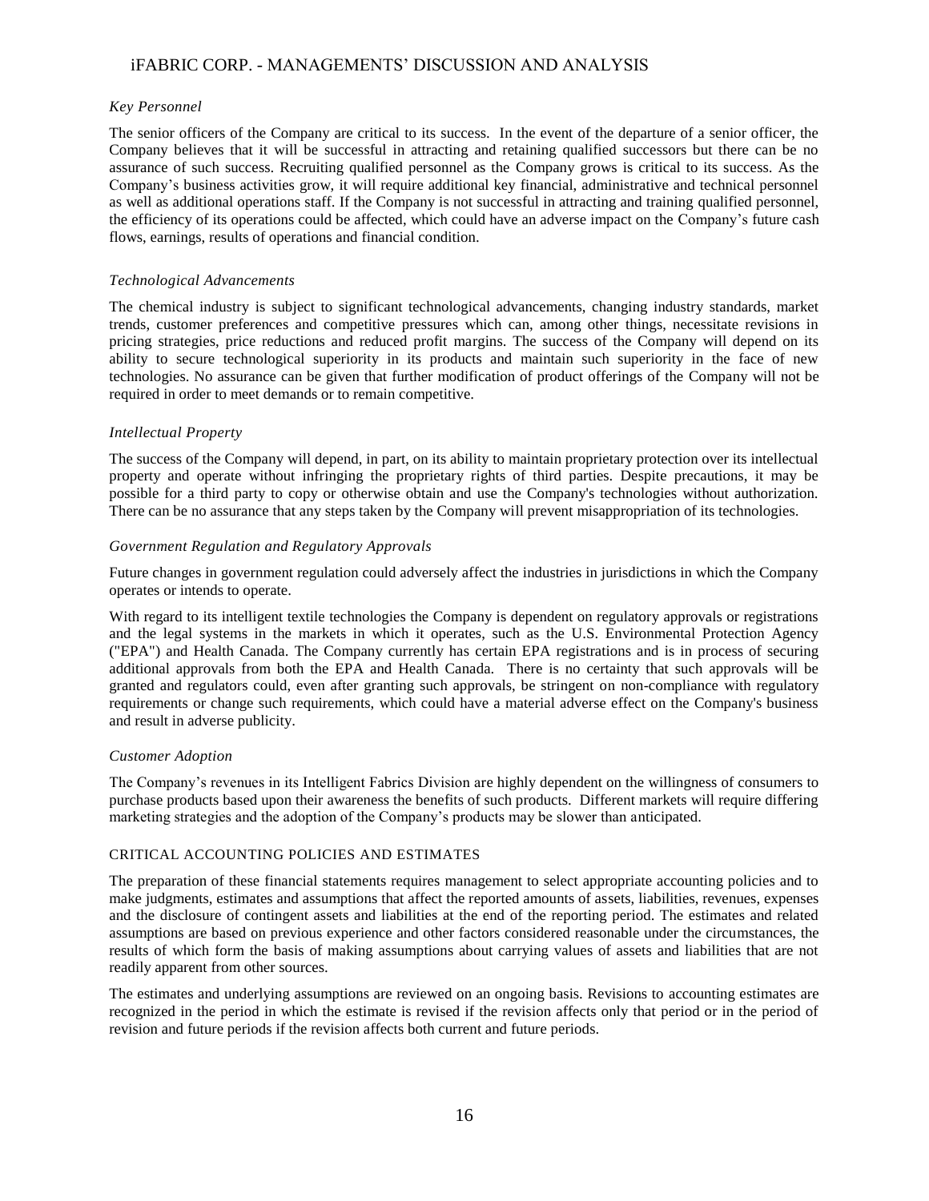*Key Personnel*

The senior officers of the Company are critical to its success. In the event of the departure of a senior officer, the Company believes that it will be successful in attracting and retaining qualified successors but there can be no assurance of such success. Recruiting qualified personnel as the Company grows is critical to its success. As the Company's business activities grow, it will require additional key financial, administrative and technical personnel as well as additional operations staff. If the Company is not successful in attracting and training qualified personnel, the efficiency of its operations could be affected, which could have an adverse impact on the Company's future cash flows, earnings, results of operations and financial condition.

*Technological Advancements*

The chemical industry is subject to significant technological advancements, changing industry standards, market trends, customer preferences and competitive pressures which can, among other things, necessitate revisions in pricing strategies, price reductions and reduced profit margins. The success of the Company will depend on its ability to secure technological superiority in its products and maintain such superiority in the face of new technologies. No assurance can be given that further modification of product offerings of the Company will not be required in order to meet demands or to remain competitive.

*Intellectual Property*

The success of the Company will depend, in part, on its ability to maintain proprietary protection over its intellectual property and operate without infringing the proprietary rights of third parties. Despite precautions, it may be possible for a third party to copy or otherwise obtain and use the Company's technologies without authorization. There can be no assurance that any steps taken by the Company will prevent misappropriation of its technologies.

*Government Regulation and Regulatory Approvals*

Future changes in government regulation could adversely affect the industries in jurisdictions in which the Company operates or intends to operate.

With regard to its intelligent textile technologies the Company is dependent on regulatory approvals or registrations and the legal systems in the markets in which it operates, such as the U.S. Environmental Protection Agency ("EPA") and Health Canada. The Company currently has certain EPA registrations and is in process of securing additional approvals from both the EPA and Health Canada. There is no certainty that such approvals will be granted and regulators could, even after granting such approvals, be stringent on non-compliance with regulatory requirements or change such requirements, which could have a material adverse effect on the Company's business and result in adverse publicity.

*Customer Adoption*

The Company's revenues in its Intelligent Fabrics Division are highly dependent on the willingness of consumers to purchase products based upon their awareness the benefits of such products. Different markets will require differing marketing strategies and the adoption of the Company's products may be slower than anticipated.

## CRITICAL ACCOUNTING POLICIES AND ESTIMATES

The preparation of these financial statements requires management to select appropriate accounting policies and to make judgments, estimates and assumptions that affect the reported amounts of assets, liabilities, revenues, expenses and the disclosure of contingent assets and liabilities at the end of the reporting period. The estimates and related assumptions are based on previous experience and other factors considered reasonable under the circumstances, the results of which form the basis of making assumptions about carrying values of assets and liabilities that are not readily apparent from other sources.

The estimates and underlying assumptions are reviewed on an ongoing basis. Revisions to accounting estimates are recognized in the period in which the estimate is revised if the revision affects only that period or in the period of revision and future periods if the revision affects both current and future periods.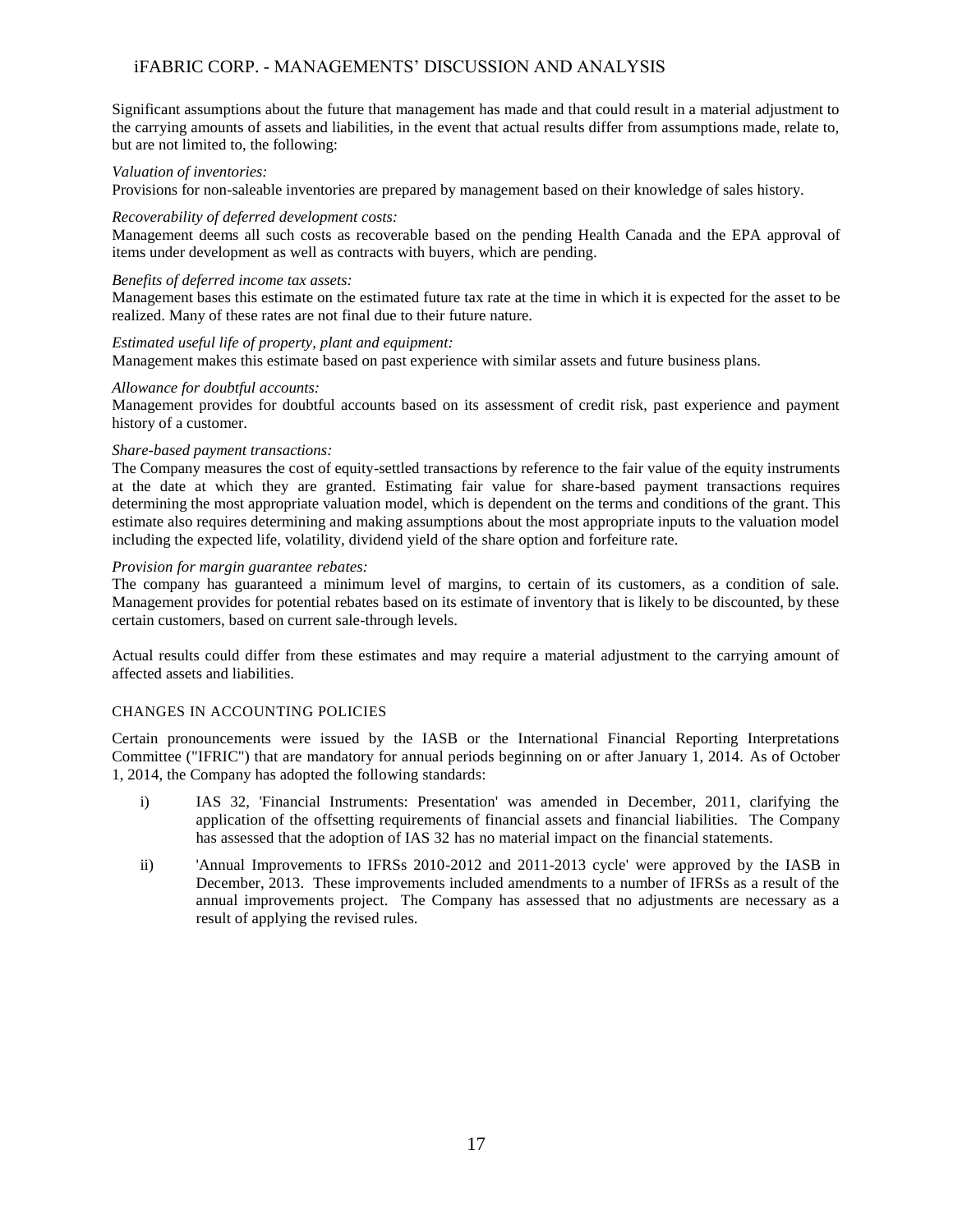Significant assumptions about the future that management has made and that could result in a material adjustment to the carrying amounts of assets and liabilities, in the event that actual results differ from assumptions made, relate to, but are not limited to, the following:

*Valuation of inventories:*
Provisions for non-saleable inventories are prepared by management based on their knowledge of sales history.

*Recoverability of deferred development costs:*
Management deems all such costs as recoverable based on the pending Health Canada and the EPA approval of items under development as well as contracts with buyers, which are pending.

*Benefits of deferred income tax assets:*
Management bases this estimate on the estimated future tax rate at the time in which it is expected for the asset to be realized. Many of these rates are not final due to their future nature.

*Estimated useful life of property, plant and equipment:*
Management makes this estimate based on past experience with similar assets and future business plans.

*Allowance for doubtful accounts:*
Management provides for doubtful accounts based on its assessment of credit risk, past experience and payment history of a customer.

*Share-based payment transactions:*
The Company measures the cost of equity-settled transactions by reference to the fair value of the equity instruments at the date at which they are granted. Estimating fair value for share-based payment transactions requires determining the most appropriate valuation model, which is dependent on the terms and conditions of the grant. This estimate also requires determining and making assumptions about the most appropriate inputs to the valuation model including the expected life, volatility, dividend yield of the share option and forfeiture rate.

*Provision for margin guarantee rebates:*
The company has guaranteed a minimum level of margins, to certain of its customers, as a condition of sale. Management provides for potential rebates based on its estimate of inventory that is likely to be discounted, by these certain customers, based on current sale-through levels.

Actual results could differ from these estimates and may require a material adjustment to the carrying amount of affected assets and liabilities.

## CHANGES IN ACCOUNTING POLICIES

Certain pronouncements were issued by the IASB or the International Financial Reporting Interpretations Committee ("IFRIC") that are mandatory for annual periods beginning on or after January 1, 2014. As of October 1, 2014, the Company has adopted the following standards:

i) IAS 32, 'Financial Instruments: Presentation' was amended in December, 2011, clarifying the application of the offsetting requirements of financial assets and financial liabilities. The Company has assessed that the adoption of IAS 32 has no material impact on the financial statements.

ii) 'Annual Improvements to IFRSs 2010-2012 and 2011-2013 cycle' were approved by the IASB in December, 2013. These improvements included amendments to a number of IFRSs as a result of the annual improvements project. The Company has assessed that no adjustments are necessary as a result of applying the revised rules.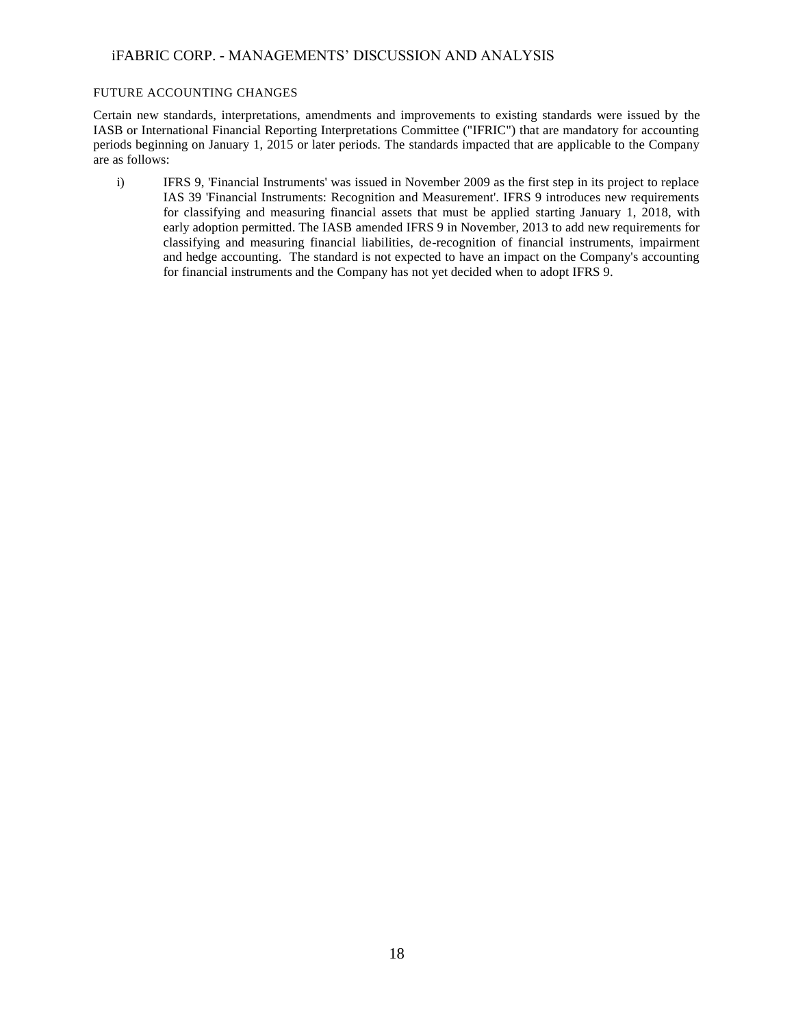## FUTURE ACCOUNTING CHANGES

Certain new standards, interpretations, amendments and improvements to existing standards were issued by the IASB or International Financial Reporting Interpretations Committee ("IFRIC") that are mandatory for accounting periods beginning on January 1, 2015 or later periods. The standards impacted that are applicable to the Company are as follows:

i) IFRS 9, 'Financial Instruments' was issued in November 2009 as the first step in its project to replace IAS 39 'Financial Instruments: Recognition and Measurement'. IFRS 9 introduces new requirements for classifying and measuring financial assets that must be applied starting January 1, 2018, with early adoption permitted. The IASB amended IFRS 9 in November, 2013 to add new requirements for classifying and measuring financial liabilities, de-recognition of financial instruments, impairment and hedge accounting. The standard is not expected to have an impact on the Company's accounting for financial instruments and the Company has not yet decided when to adopt IFRS 9.